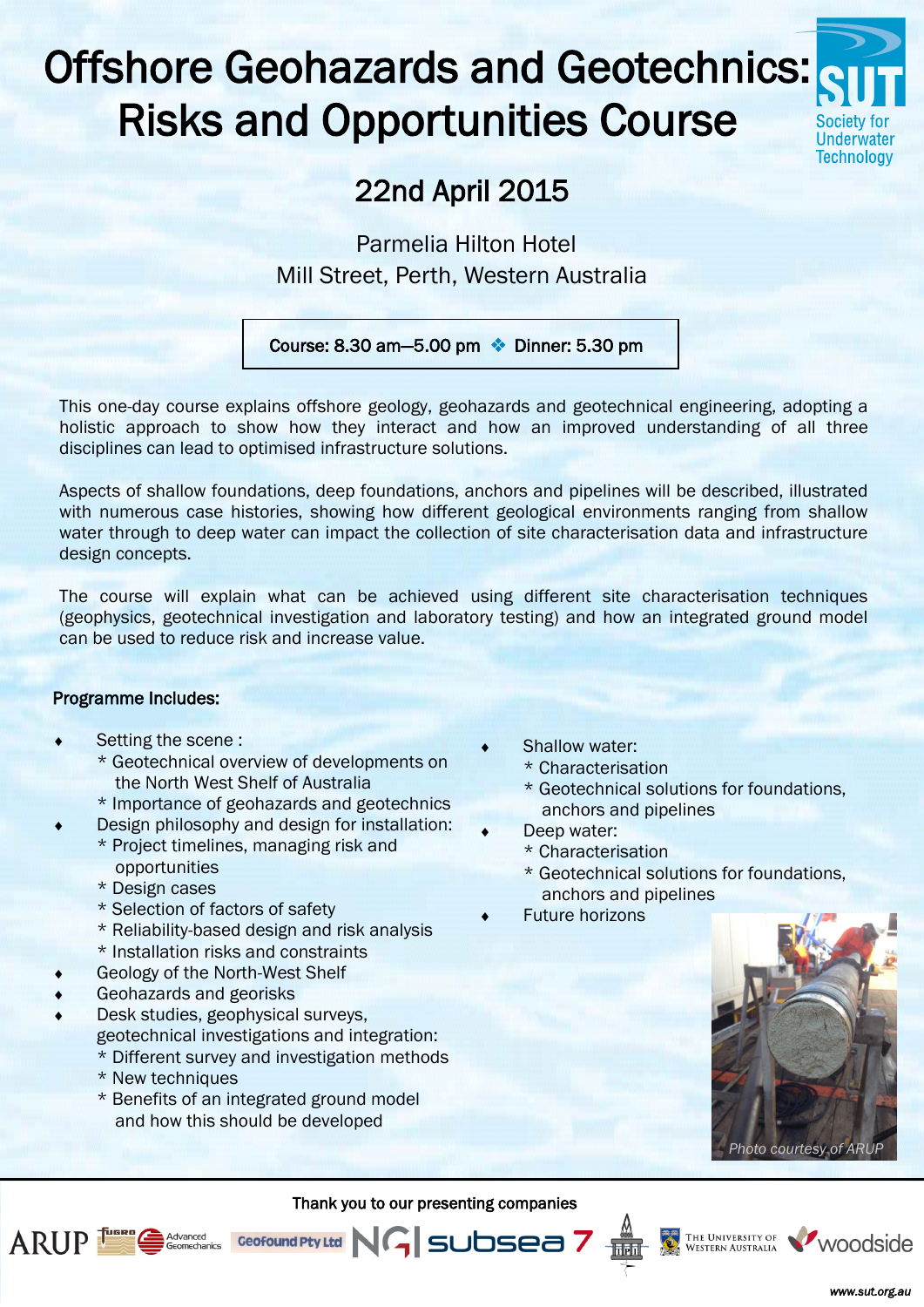# Offshore Geohazards and Geotechnics: Risks and Opportunities Course

Society for Underwater Technology

## 22nd April 2015

Parmelia Hilton Hotel
Mill Street, Perth, Western Australia

**Course: 8.30 am—5.00 pm ❖ Dinner: 5.30 pm**

This one-day course explains offshore geology, geohazards and geotechnical engineering, adopting a holistic approach to show how they interact and how an improved understanding of all three disciplines can lead to optimised infrastructure solutions.

Aspects of shallow foundations, deep foundations, anchors and pipelines will be described, illustrated with numerous case histories, showing how different geological environments ranging from shallow water through to deep water can impact the collection of site characterisation data and infrastructure design concepts.

The course will explain what can be achieved using different site characterisation techniques (geophysics, geotechnical investigation and laboratory testing) and how an integrated ground model can be used to reduce risk and increase value.

**Programme Includes:**

- Setting the scene :
  - * Geotechnical overview of developments on the North West Shelf of Australia
  - * Importance of geohazards and geotechnics
- Design philosophy and design for installation:
  - * Project timelines, managing risk and opportunities
  - * Design cases
  - * Selection of factors of safety
  - * Reliability-based design and risk analysis
  - * Installation risks and constraints
- Geology of the North-West Shelf
- Geohazards and georisks
- Desk studies, geophysical surveys, geotechnical investigations and integration:
  - * Different survey and investigation methods
  - * New techniques
  - * Benefits of an integrated ground model and how this should be developed
- Shallow water:
  - * Characterisation
  - * Geotechnical solutions for foundations, anchors and pipelines
- Deep water:
  - * Characterisation
  - * Geotechnical solutions for foundations, anchors and pipelines
- Future horizons

*Photo courtesy of ARUP*

Thank you to our presenting companies

ARUP · Fugro · Advanced Geomechanics · Geofound Pty Ltd · NGI · subsea 7 · The University of Western Australia · woodside

www.sut.org.au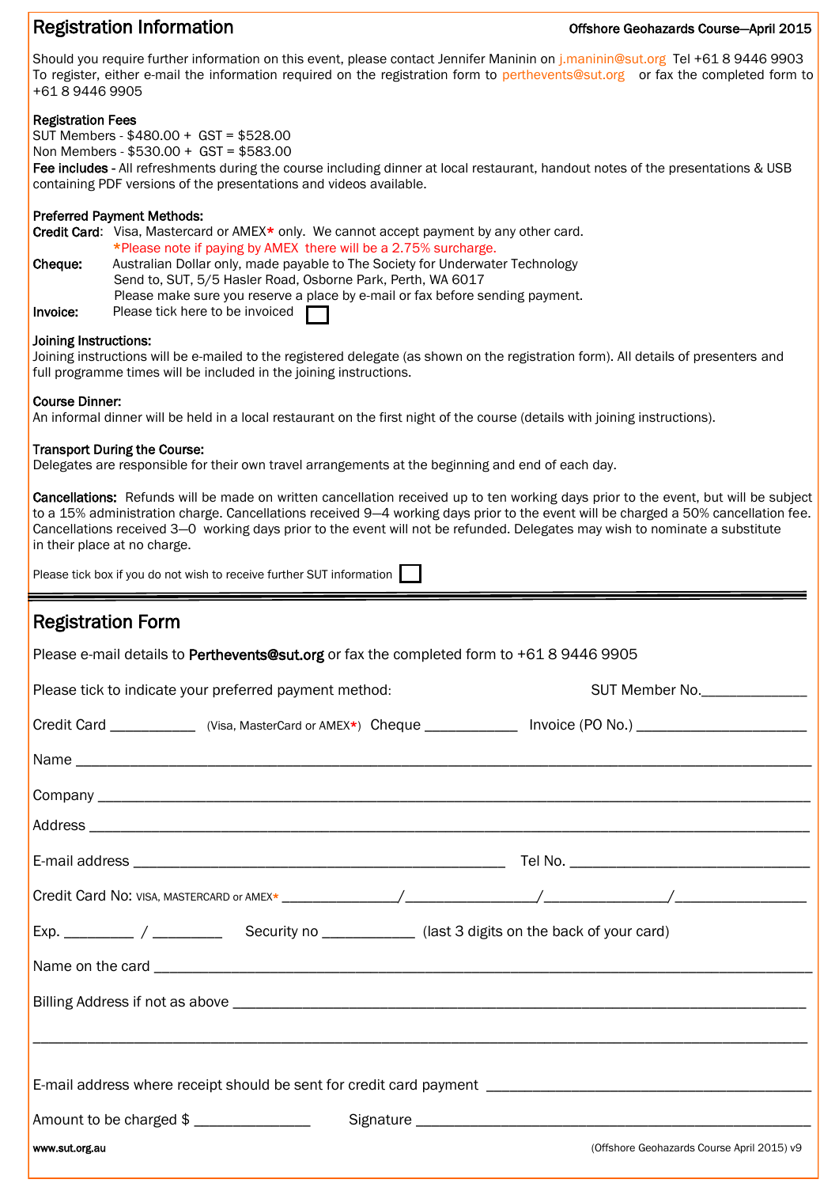## Registration Information

**Offshore Geohazards Course—April 2015**

Should you require further information on this event, please contact Jennifer Maninin on j.maninin@sut.org Tel +61 8 9446 9903
To register, either e-mail the information required on the registration form to perthevents@sut.org or fax the completed form to +61 8 9446 9905

**Registration Fees**
SUT Members - $480.00 + GST = $528.00
Non Members - $530.00 + GST = $583.00
**Fee includes -** All refreshments during the course including dinner at local restaurant, handout notes of the presentations & USB containing PDF versions of the presentations and videos available.

**Preferred Payment Methods:**
**Credit Card:** Visa, Mastercard or AMEX* only. We cannot accept payment by any other card.
*Please note if paying by AMEX there will be a 2.75% surcharge.
**Cheque:** Australian Dollar only, made payable to The Society for Underwater Technology
Send to, SUT, 5/5 Hasler Road, Osborne Park, Perth, WA 6017
Please make sure you reserve a place by e-mail or fax before sending payment.
**Invoice:** Please tick here to be invoiced ☐

**Joining Instructions:**
Joining instructions will be e-mailed to the registered delegate (as shown on the registration form). All details of presenters and full programme times will be included in the joining instructions.

**Course Dinner:**
An informal dinner will be held in a local restaurant on the first night of the course (details with joining instructions).

**Transport During the Course:**
Delegates are responsible for their own travel arrangements at the beginning and end of each day.

**Cancellations:** Refunds will be made on written cancellation received up to ten working days prior to the event, but will be subject to a 15% administration charge. Cancellations received 9—4 working days prior to the event will be charged a 50% cancellation fee. Cancellations received 3—0 working days prior to the event will not be refunded. Delegates may wish to nominate a substitute in their place at no charge.

Please tick box if you do not wish to receive further SUT information ☐

---

## Registration Form

Please e-mail details to **Perthevents@sut.org** or fax the completed form to +61 8 9446 9905

Please tick to indicate your preferred payment method: SUT Member No.______________

Credit Card ___________ (Visa, MasterCard or AMEX*) Cheque ____________ Invoice (PO No.) ______________________

Name ____________________________________________________________________________________

Company __________________________________________________________________________________

Address ___________________________________________________________________________________

E-mail address ______________________________________________ Tel No. _____________________________

Credit Card No: VISA, MASTERCARD or AMEX* _______________/________________/_______________/_________________

Exp. _________ / _________ Security no ____________ (last 3 digits on the back of your card)

Name on the card ___________________________________________________________________________

Billing Address if not as above ________________________________________________________________

_________________________________________________________________________________________

E-mail address where receipt should be sent for credit card payment ________________________________________

Amount to be charged $ _______________ Signature ________________________________________________

www.sut.org.au

(Offshore Geohazards Course April 2015) v9